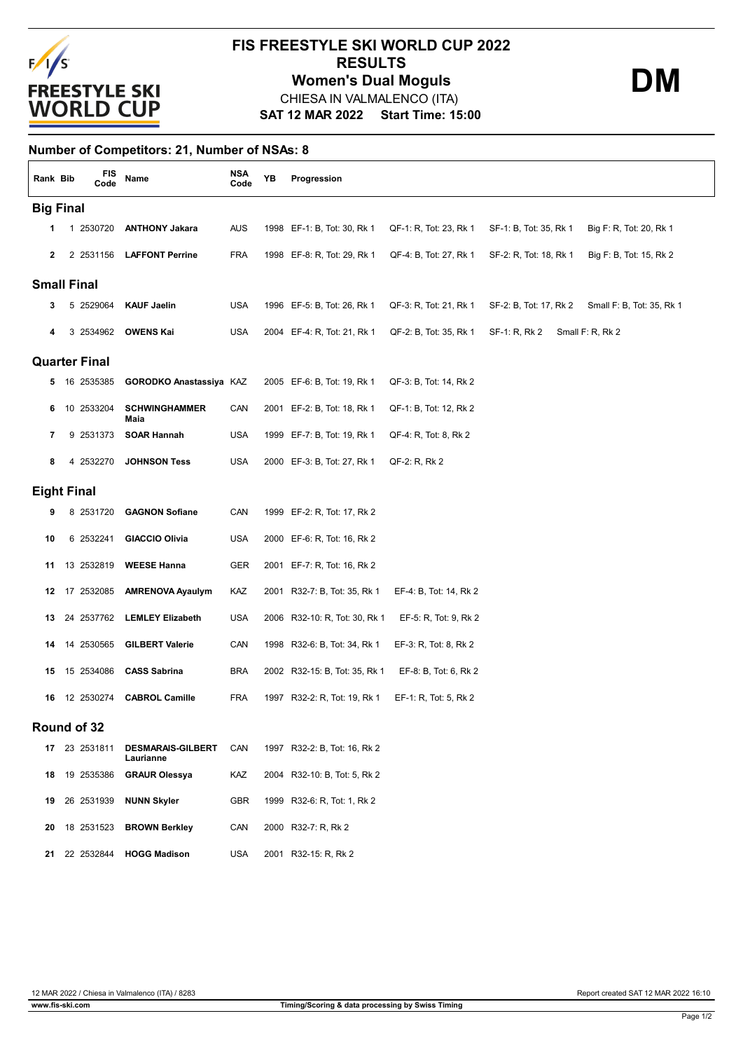# FIS FREESTYLE SKI WORLD CUP 2022

## RESULTS

## Women's Dual Moguls

**DM**

CHIESA IN VALMALENCO (ITA)

**SAT 12 MAR 2022 Start Time: 15:00**

### Number of Competitors: 21, Number of NSAs: 8

| Rank | Bib | FIS Code | Name | NSA Code | YB | Progression | | | |
|---|---|---|---|---|---|---|---|---|---|
| **Big Final** | | | | | | | | | |
| 1 | 1 | 2530720 | **ANTHONY Jakara** | AUS | 1998 | EF-1: B, Tot: 30, Rk 1 | QF-1: R, Tot: 23, Rk 1 | SF-1: B, Tot: 35, Rk 1 | Big F: R, Tot: 20, Rk 1 |
| 2 | 2 | 2531156 | **LAFFONT Perrine** | FRA | 1998 | EF-8: R, Tot: 29, Rk 1 | QF-4: B, Tot: 27, Rk 1 | SF-2: R, Tot: 18, Rk 1 | Big F: B, Tot: 15, Rk 2 |
| **Small Final** | | | | | | | | | |
| 3 | 5 | 2529064 | **KAUF Jaelin** | USA | 1996 | EF-5: B, Tot: 26, Rk 1 | QF-3: R, Tot: 21, Rk 1 | SF-2: B, Tot: 17, Rk 2 | Small F: B, Tot: 35, Rk 1 |
| 4 | 3 | 2534962 | **OWENS Kai** | USA | 2004 | EF-4: R, Tot: 21, Rk 1 | QF-2: B, Tot: 35, Rk 1 | SF-1: R, Rk 2 | Small F: R, Rk 2 |
| **Quarter Final** | | | | | | | | | |
| 5 | 16 | 2535385 | **GORODKO Anastassiya** | KAZ | 2005 | EF-6: B, Tot: 19, Rk 1 | QF-3: B, Tot: 14, Rk 2 | | |
| 6 | 10 | 2533204 | **SCHWINGHAMMER Maia** | CAN | 2001 | EF-2: B, Tot: 18, Rk 1 | QF-1: B, Tot: 12, Rk 2 | | |
| 7 | 9 | 2531373 | **SOAR Hannah** | USA | 1999 | EF-7: B, Tot: 19, Rk 1 | QF-4: R, Tot: 8, Rk 2 | | |
| 8 | 4 | 2532270 | **JOHNSON Tess** | USA | 2000 | EF-3: B, Tot: 27, Rk 1 | QF-2: R, Rk 2 | | |
| **Eight Final** | | | | | | | | | |
| 9 | 8 | 2531720 | **GAGNON Sofiane** | CAN | 1999 | EF-2: R, Tot: 17, Rk 2 | | | |
| 10 | 6 | 2532241 | **GIACCIO Olivia** | USA | 2000 | EF-6: R, Tot: 16, Rk 2 | | | |
| 11 | 13 | 2532819 | **WEESE Hanna** | GER | 2001 | EF-7: R, Tot: 16, Rk 2 | | | |
| 12 | 17 | 2532085 | **AMRENOVA Ayaulym** | KAZ | 2001 | R32-7: B, Tot: 35, Rk 1 | EF-4: B, Tot: 14, Rk 2 | | |
| 13 | 24 | 2537762 | **LEMLEY Elizabeth** | USA | 2006 | R32-10: R, Tot: 30, Rk 1 | EF-5: R, Tot: 9, Rk 2 | | |
| 14 | 14 | 2530565 | **GILBERT Valerie** | CAN | 1998 | R32-6: B, Tot: 34, Rk 1 | EF-3: R, Tot: 8, Rk 2 | | |
| 15 | 15 | 2534086 | **CASS Sabrina** | BRA | 2002 | R32-15: B, Tot: 35, Rk 1 | EF-8: B, Tot: 6, Rk 2 | | |
| 16 | 12 | 2530274 | **CABROL Camille** | FRA | 1997 | R32-2: R, Tot: 19, Rk 1 | EF-1: R, Tot: 5, Rk 2 | | |
| **Round of 32** | | | | | | | | | |
| 17 | 23 | 2531811 | **DESMARAIS-GILBERT Laurianne** | CAN | 1997 | R32-2: B, Tot: 16, Rk 2 | | | |
| 18 | 19 | 2535386 | **GRAUR Olessya** | KAZ | 2004 | R32-10: B, Tot: 5, Rk 2 | | | |
| 19 | 26 | 2531939 | **NUNN Skyler** | GBR | 1999 | R32-6: R, Tot: 1, Rk 2 | | | |
| 20 | 18 | 2531523 | **BROWN Berkley** | CAN | 2000 | R32-7: R, Rk 2 | | | |
| 21 | 22 | 2532844 | **HOGG Madison** | USA | 2001 | R32-15: R, Rk 2 | | | |

12 MAR 2022 / Chiesa in Valmalenco (ITA) / 8283 — Report created SAT 12 MAR 2022 16:10

www.fis-ski.com — Timing/Scoring & data processing by Swiss Timing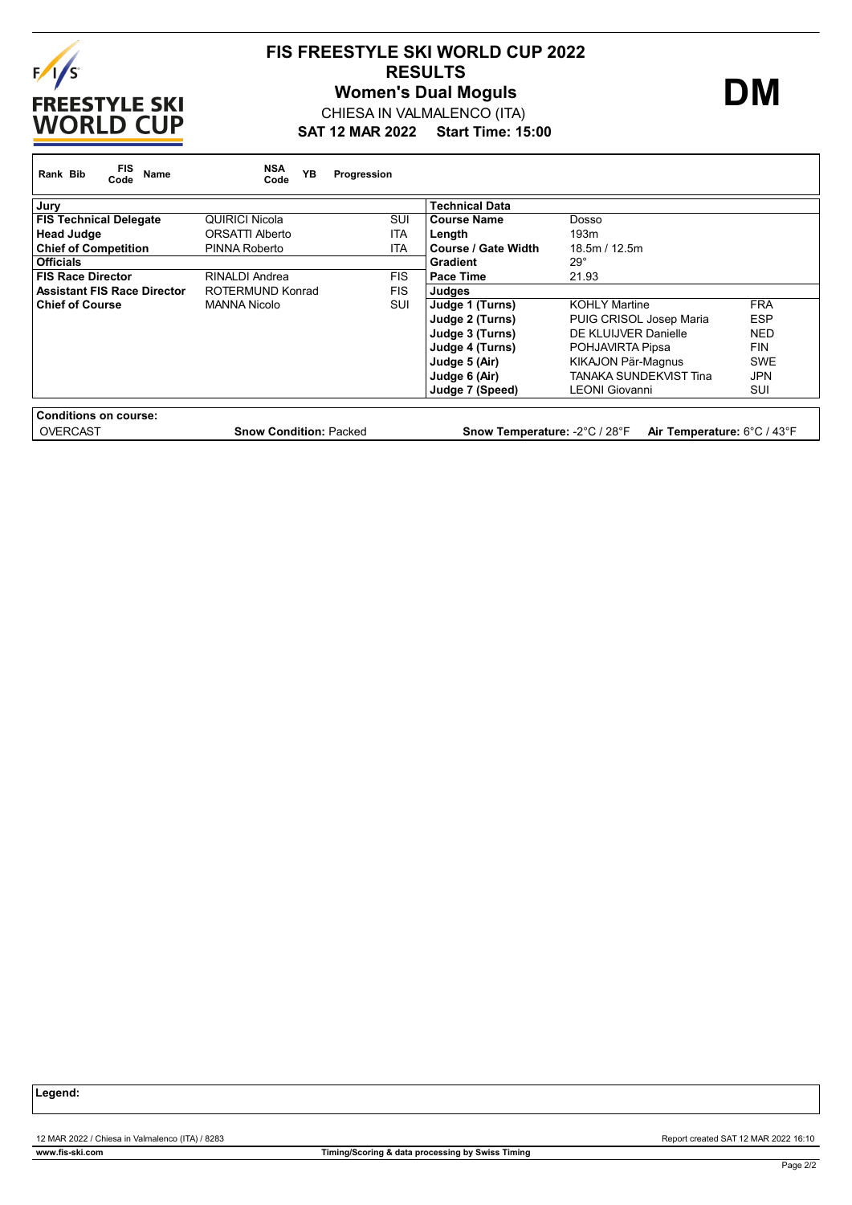# FIS FREESTYLE SKI WORLD CUP 2022

## RESULTS

## Women's Dual Moguls

**DM**

CHIESA IN VALMALENCO (ITA)

**SAT 12 MAR 2022 Start Time: 15:00**

| Rank | Bib | FIS Code | Name | NSA Code | YB | Progression |
|---|---|---|---|---|---|---|

| Jury | | |
|---|---|---|
| **FIS Technical Delegate** | QUIRICI Nicola | SUI |
| **Head Judge** | ORSATTI Alberto | ITA |
| **Chief of Competition** | PINNA Roberto | ITA |
| **Officials** | | |
| **FIS Race Director** | RINALDI Andrea | FIS |
| **Assistant FIS Race Director** | ROTERMUND Konrad | FIS |
| **Chief of Course** | MANNA Nicolo | SUI |

| Technical Data | | |
|---|---|---|
| **Course Name** | Dosso | |
| **Length** | 193m | |
| **Course / Gate Width** | 18.5m / 12.5m | |
| **Gradient** | 29° | |
| **Pace Time** | 21.93 | |
| **Judges** | | |
| **Judge 1 (Turns)** | KOHLY Martine | FRA |
| **Judge 2 (Turns)** | PUIG CRISOL Josep Maria | ESP |
| **Judge 3 (Turns)** | DE KLUIJVER Danielle | NED |
| **Judge 4 (Turns)** | POHJAVIRTA Pipsa | FIN |
| **Judge 5 (Air)** | KIKAJON Pär-Magnus | SWE |
| **Judge 6 (Air)** | TANAKA SUNDEKVIST Tina | JPN |
| **Judge 7 (Speed)** | LEONI Giovanni | SUI |

**Conditions on course:**

OVERCAST **Snow Condition:** Packed **Snow Temperature:** -2°C / 28°F **Air Temperature:** 6°C / 43°F

**Legend:**

12 MAR 2022 / Chiesa in Valmalenco (ITA) / 8283

Report created SAT 12 MAR 2022 16:10

**www.fis-ski.com**

**Timing/Scoring & data processing by Swiss Timing**